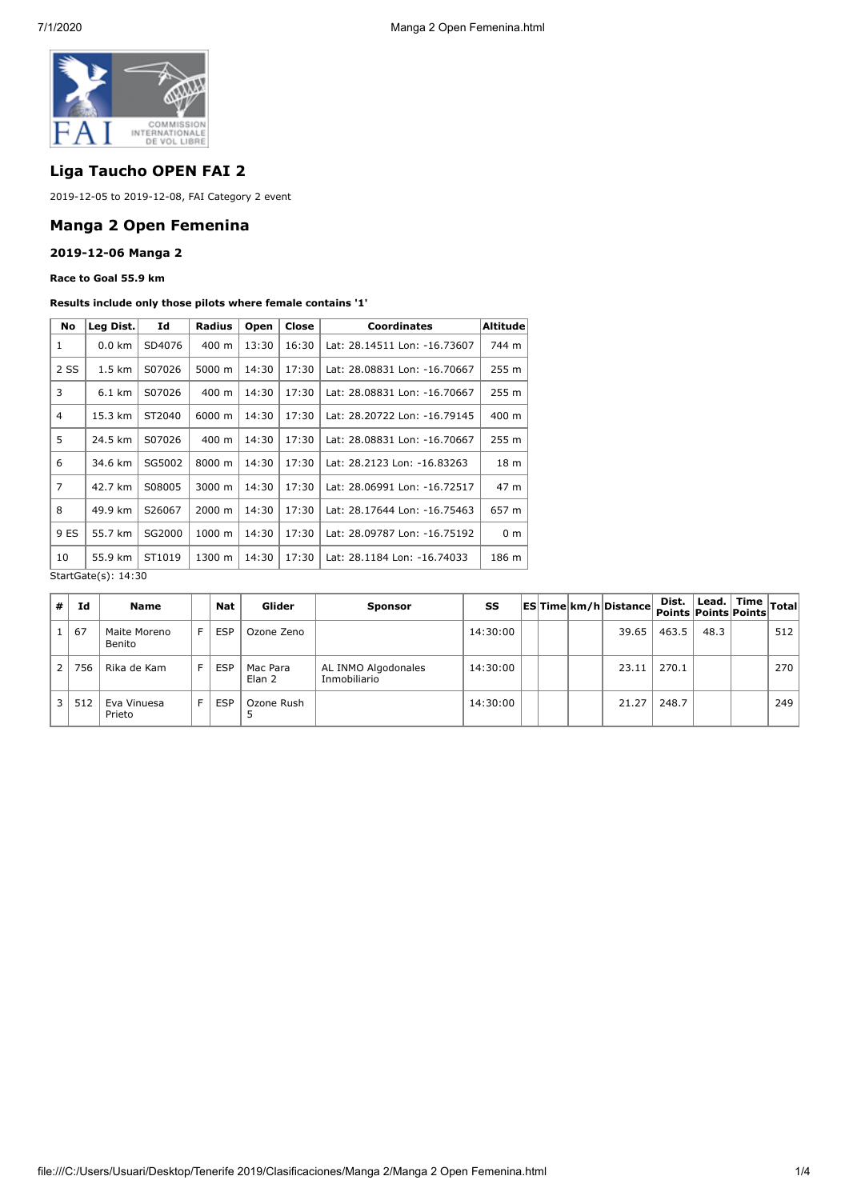## Liga Taucho OPEN FAI 2

2019-12-05 to 2019-12-08, FAI Category 2 event

## Manga 2 Open Femenina

### 2019-12-06 Manga 2

#### Race to Goal 55.9 km

#### Results include only those pilots where female contains '1'

| No | Leg Dist. | Id | Radius | Open | Close | Coordinates | Altitude |
|---|---|---|---|---|---|---|---|
| 1 | 0.0 km | SD4076 | 400 m | 13:30 | 16:30 | Lat: 28.14511 Lon: -16.73607 | 744 m |
| 2 SS | 1.5 km | S07026 | 5000 m | 14:30 | 17:30 | Lat: 28.08831 Lon: -16.70667 | 255 m |
| 3 | 6.1 km | S07026 | 400 m | 14:30 | 17:30 | Lat: 28.08831 Lon: -16.70667 | 255 m |
| 4 | 15.3 km | ST2040 | 6000 m | 14:30 | 17:30 | Lat: 28.20722 Lon: -16.79145 | 400 m |
| 5 | 24.5 km | S07026 | 400 m | 14:30 | 17:30 | Lat: 28.08831 Lon: -16.70667 | 255 m |
| 6 | 34.6 km | SG5002 | 8000 m | 14:30 | 17:30 | Lat: 28.2123 Lon: -16.83263 | 18 m |
| 7 | 42.7 km | S08005 | 3000 m | 14:30 | 17:30 | Lat: 28.06991 Lon: -16.72517 | 47 m |
| 8 | 49.9 km | S26067 | 2000 m | 14:30 | 17:30 | Lat: 28.17644 Lon: -16.75463 | 657 m |
| 9 ES | 55.7 km | SG2000 | 1000 m | 14:30 | 17:30 | Lat: 28.09787 Lon: -16.75192 | 0 m |
| 10 | 55.9 km | ST1019 | 1300 m | 14:30 | 17:30 | Lat: 28.1184 Lon: -16.74033 | 186 m |

StartGate(s): 14:30

| # | Id | Name | | Nat | Glider | Sponsor | SS | ES | Time | km/h | Distance | Dist. Points | Lead. Points | Time Points | Total |
|---|---|---|---|---|---|---|---|---|---|---|---|---|---|---|---|
| 1 | 67 | Maite Moreno Benito | F | ESP | Ozone Zeno | | 14:30:00 | | | | 39.65 | 463.5 | 48.3 | | 512 |
| 2 | 756 | Rika de Kam | F | ESP | Mac Para Elan 2 | AL INMO Algodonales Inmobiliario | 14:30:00 | | | | 23.11 | 270.1 | | | 270 |
| 3 | 512 | Eva Vinuesa Prieto | F | ESP | Ozone Rush 5 | | 14:30:00 | | | | 21.27 | 248.7 | | | 249 |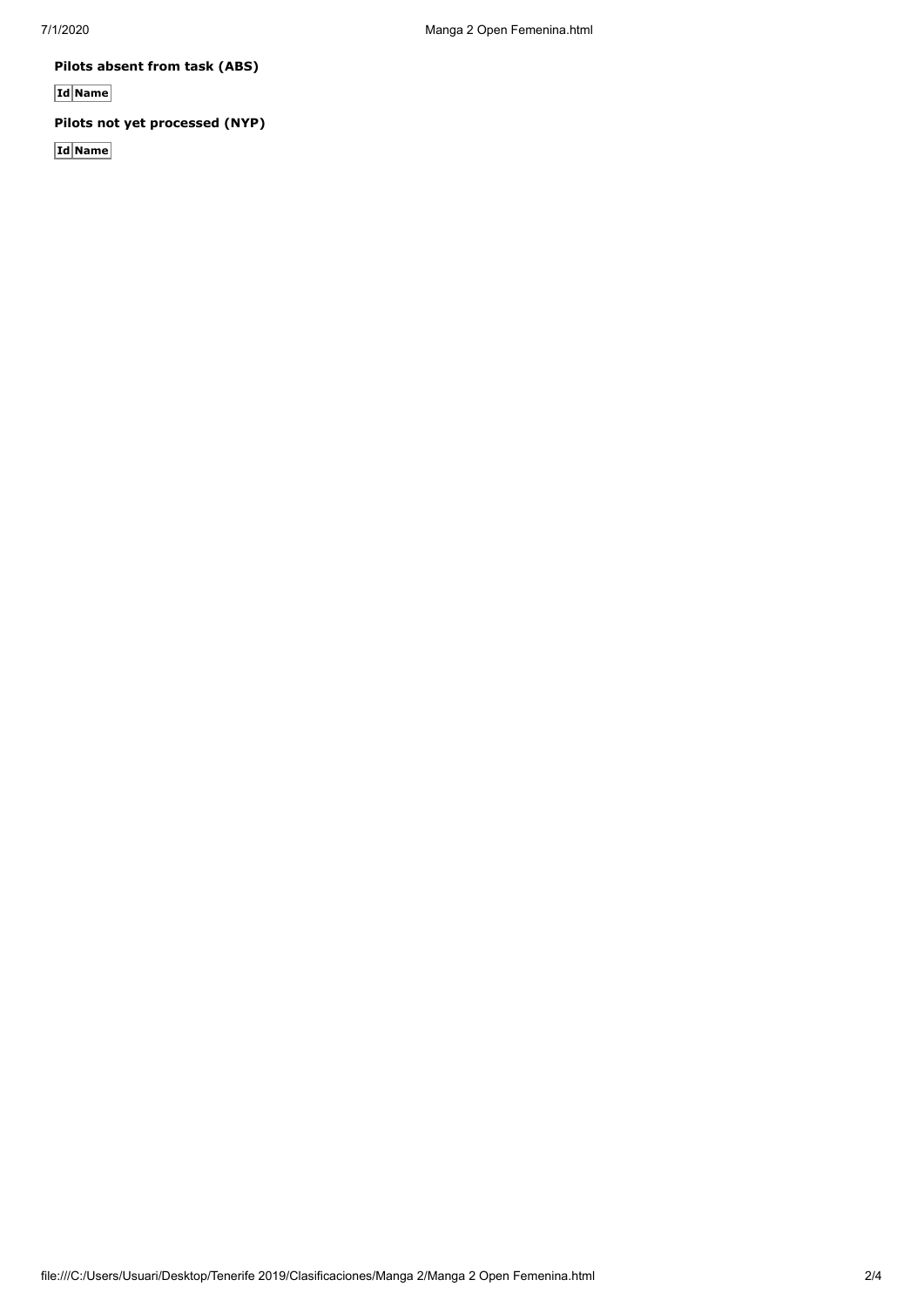**Pilots absent from task (ABS)**

| Id | Name |
| --- | --- |

**Pilots not yet processed (NYP)**

| Id | Name |
| --- | --- |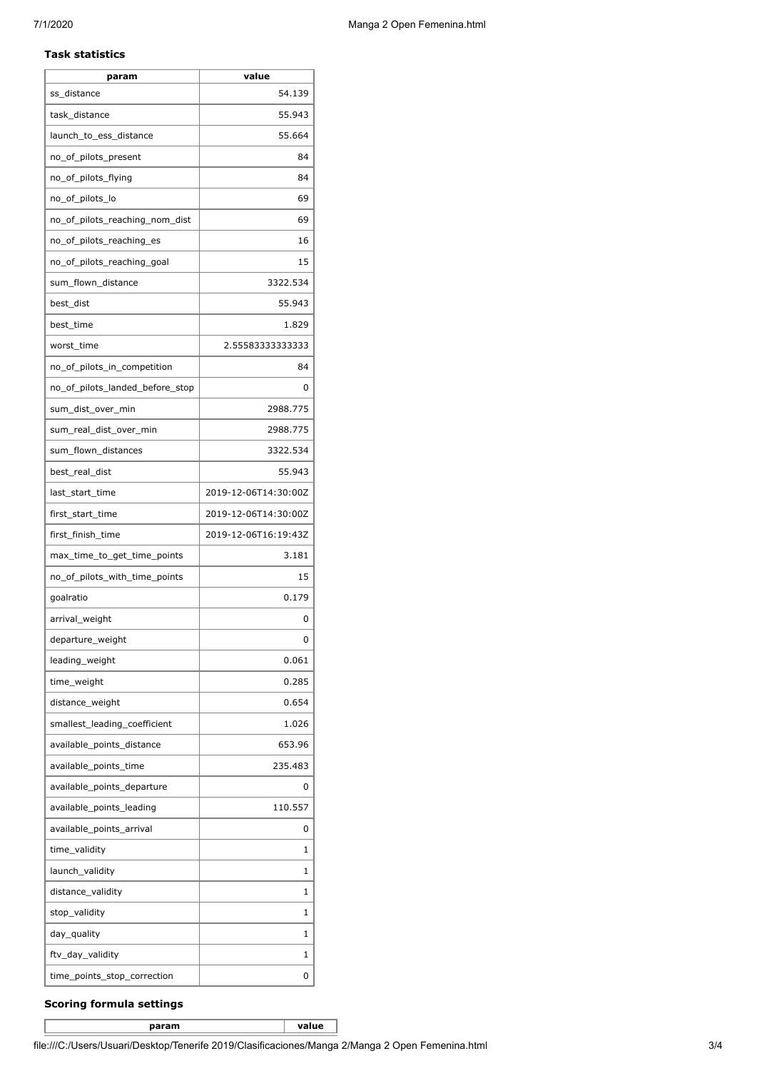### Task statistics

| param | value |
|---|---|
| ss_distance | 54.139 |
| task_distance | 55.943 |
| launch_to_ess_distance | 55.664 |
| no_of_pilots_present | 84 |
| no_of_pilots_flying | 84 |
| no_of_pilots_lo | 69 |
| no_of_pilots_reaching_nom_dist | 69 |
| no_of_pilots_reaching_es | 16 |
| no_of_pilots_reaching_goal | 15 |
| sum_flown_distance | 3322.534 |
| best_dist | 55.943 |
| best_time | 1.829 |
| worst_time | 2.55583333333333 |
| no_of_pilots_in_competition | 84 |
| no_of_pilots_landed_before_stop | 0 |
| sum_dist_over_min | 2988.775 |
| sum_real_dist_over_min | 2988.775 |
| sum_flown_distances | 3322.534 |
| best_real_dist | 55.943 |
| last_start_time | 2019-12-06T14:30:00Z |
| first_start_time | 2019-12-06T14:30:00Z |
| first_finish_time | 2019-12-06T16:19:43Z |
| max_time_to_get_time_points | 3.181 |
| no_of_pilots_with_time_points | 15 |
| goalratio | 0.179 |
| arrival_weight | 0 |
| departure_weight | 0 |
| leading_weight | 0.061 |
| time_weight | 0.285 |
| distance_weight | 0.654 |
| smallest_leading_coefficient | 1.026 |
| available_points_distance | 653.96 |
| available_points_time | 235.483 |
| available_points_departure | 0 |
| available_points_leading | 110.557 |
| available_points_arrival | 0 |
| time_validity | 1 |
| launch_validity | 1 |
| distance_validity | 1 |
| stop_validity | 1 |
| day_quality | 1 |
| ftv_day_validity | 1 |
| time_points_stop_correction | 0 |

### Scoring formula settings

| param | value |
|---|---|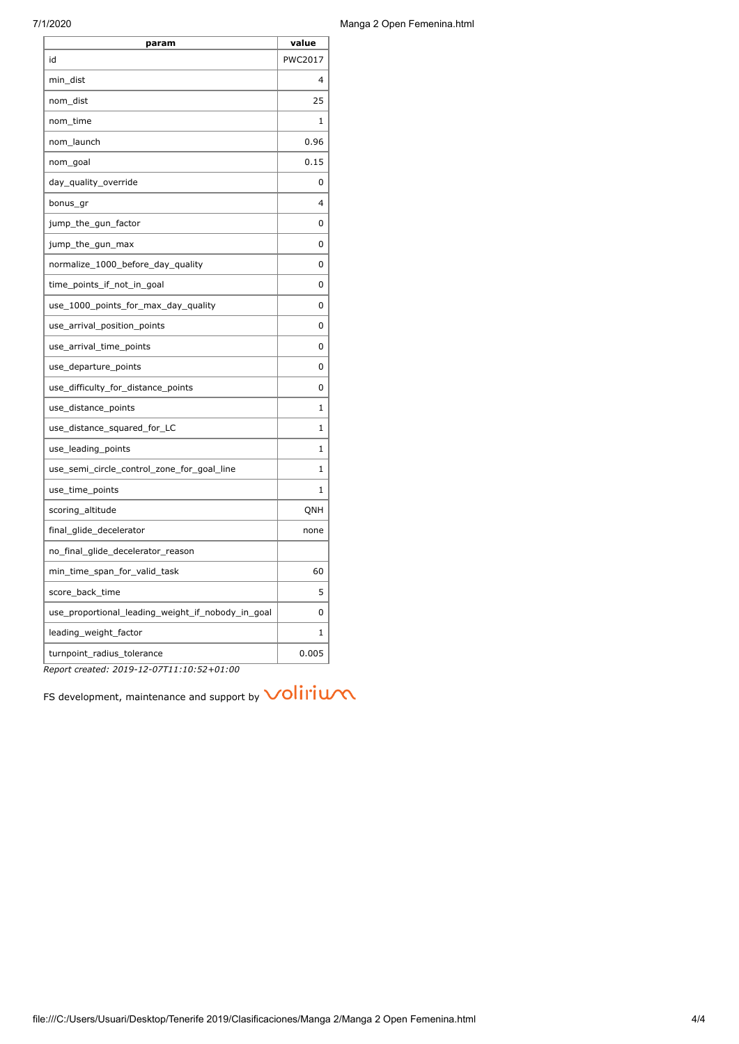| param | value |
| --- | --- |
| id | PWC2017 |
| min_dist | 4 |
| nom_dist | 25 |
| nom_time | 1 |
| nom_launch | 0.96 |
| nom_goal | 0.15 |
| day_quality_override | 0 |
| bonus_gr | 4 |
| jump_the_gun_factor | 0 |
| jump_the_gun_max | 0 |
| normalize_1000_before_day_quality | 0 |
| time_points_if_not_in_goal | 0 |
| use_1000_points_for_max_day_quality | 0 |
| use_arrival_position_points | 0 |
| use_arrival_time_points | 0 |
| use_departure_points | 0 |
| use_difficulty_for_distance_points | 0 |
| use_distance_points | 1 |
| use_distance_squared_for_LC | 1 |
| use_leading_points | 1 |
| use_semi_circle_control_zone_for_goal_line | 1 |
| use_time_points | 1 |
| scoring_altitude | QNH |
| final_glide_decelerator | none |
| no_final_glide_decelerator_reason | |
| min_time_span_for_valid_task | 60 |
| score_back_time | 5 |
| use_proportional_leading_weight_if_nobody_in_goal | 0 |
| leading_weight_factor | 1 |
| turnpoint_radius_tolerance | 0.005 |

*Report created: 2019-12-07T11:10:52+01:00*

FS development, maintenance and support by volirium